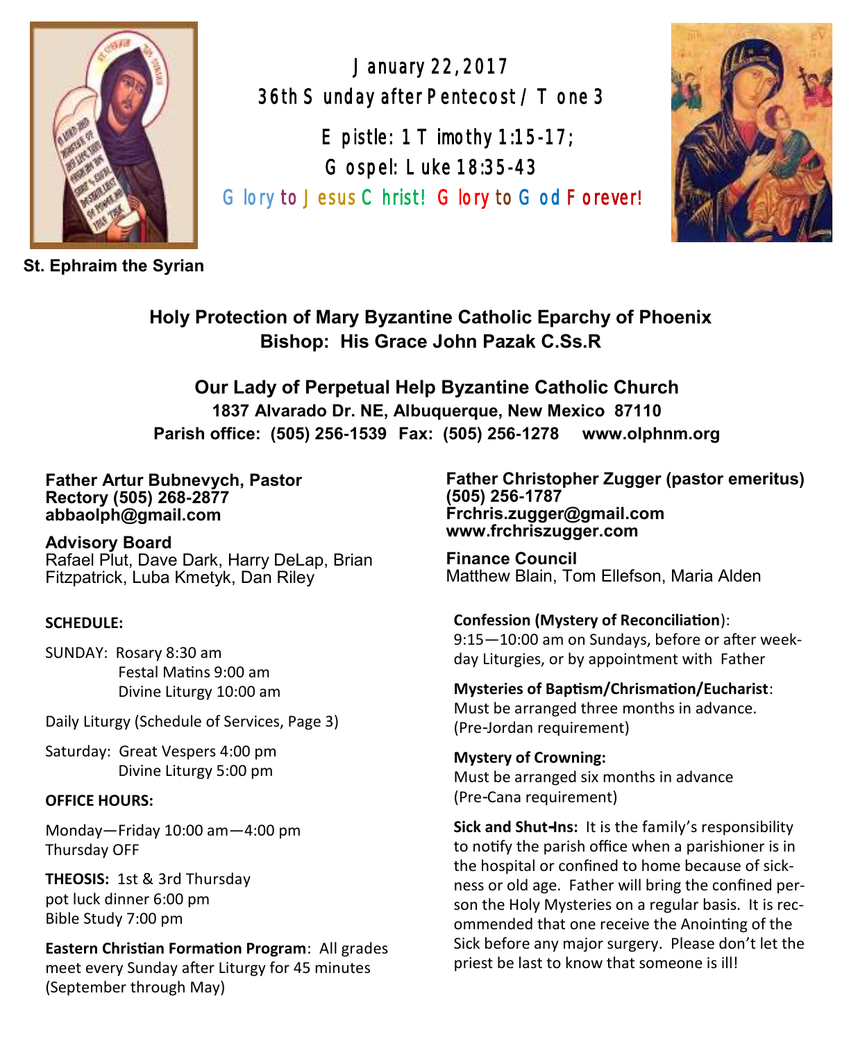January 22, 2017
36th Sunday after Pentecost / Tone 3

Epistle: 1 Timothy 1:15-17;
Gospel: Luke 18:35-43

Glory to Jesus Christ! Glory to God Forever!

**St. Ephraim the Syrian**

## Holy Protection of Mary Byzantine Catholic Eparchy of Phoenix
## Bishop: His Grace John Pazak C.Ss.R

## Our Lady of Perpetual Help Byzantine Catholic Church
**1837 Alvarado Dr. NE, Albuquerque, New Mexico 87110**
**Parish office: (505) 256-1539 Fax: (505) 256-1278 www.olphnm.org**

**Father Artur Bubnevych, Pastor**
**Rectory (505) 268-2877**
**abbaolph@gmail.com**

**Advisory Board**
Rafael Plut, Dave Dark, Harry DeLap, Brian Fitzpatrick, Luba Kmetyk, Dan Riley

**SCHEDULE:**

SUNDAY: Rosary 8:30 am
Festal Matins 9:00 am
Divine Liturgy 10:00 am

Daily Liturgy (Schedule of Services, Page 3)

Saturday: Great Vespers 4:00 pm
Divine Liturgy 5:00 pm

**OFFICE HOURS:**

Monday—Friday 10:00 am—4:00 pm
Thursday OFF

**THEOSIS:** 1st & 3rd Thursday
pot luck dinner 6:00 pm
Bible Study 7:00 pm

**Eastern Christian Formation Program**: All grades meet every Sunday after Liturgy for 45 minutes (September through May)

**Father Christopher Zugger (pastor emeritus)**
**(505) 256-1787**
**Frchris.zugger@gmail.com**
**www.frchriszugger.com**

**Finance Council**
Matthew Blain, Tom Ellefson, Maria Alden

**Confession (Mystery of Reconciliation)**:
9:15—10:00 am on Sundays, before or after weekday Liturgies, or by appointment with Father

**Mysteries of Baptism/Chrismation/Eucharist**:
Must be arranged three months in advance. (Pre-Jordan requirement)

**Mystery of Crowning:**
Must be arranged six months in advance (Pre-Cana requirement)

**Sick and Shut-Ins:** It is the family's responsibility to notify the parish office when a parishioner is in the hospital or confined to home because of sickness or old age. Father will bring the confined person the Holy Mysteries on a regular basis. It is recommended that one receive the Anointing of the Sick before any major surgery. Please don't let the priest be last to know that someone is ill!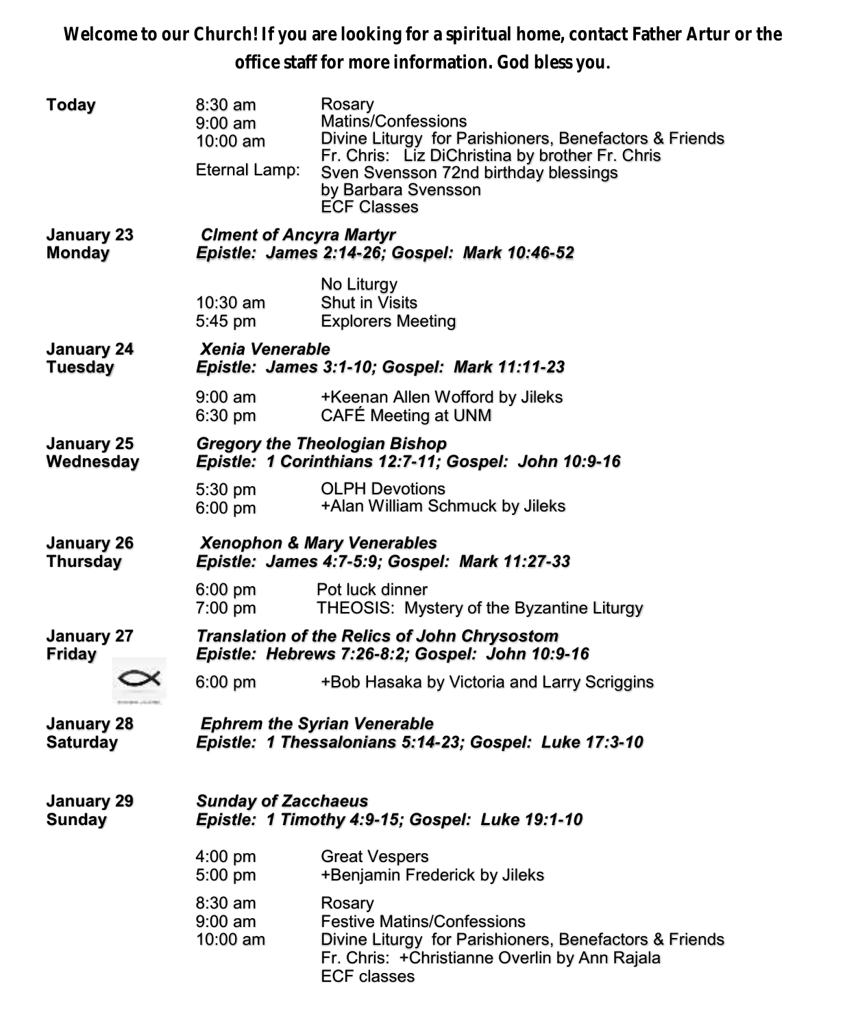**Welcome to our Church! If you are looking for a spiritual home, contact Father Artur or the office staff for more information. God bless you.**

| | | |
|---|---|---|
| **Today** | 8:30 am | Rosary |
| | 9:00 am | Matins/Confessions |
| | 10:00 am | Divine Liturgy for Parishioners, Benefactors & Friends |
| | | Fr. Chris: Liz DiChristina by brother Fr. Chris |
| | Eternal Lamp: | Sven Svensson 72nd birthday blessings by Barbara Svensson |
| | | ECF Classes |
| **January 23 Monday** | ***Clment of Ancyra Martyr*** | |
| | ***Epistle: James 2:14-26; Gospel: Mark 10:46-52*** | |
| | | No Liturgy |
| | 10:30 am | Shut in Visits |
| | 5:45 pm | Explorers Meeting |
| **January 24 Tuesday** | ***Xenia Venerable*** | |
| | ***Epistle: James 3:1-10; Gospel: Mark 11:11-23*** | |
| | 9:00 am | +Keenan Allen Wofford by Jileks |
| | 6:30 pm | CAFÉ Meeting at UNM |
| **January 25 Wednesday** | ***Gregory the Theologian Bishop*** | |
| | ***Epistle: 1 Corinthians 12:7-11; Gospel: John 10:9-16*** | |
| | 5:30 pm | OLPH Devotions |
| | 6:00 pm | +Alan William Schmuck by Jileks |
| **January 26 Thursday** | ***Xenophon & Mary Venerables*** | |
| | ***Epistle: James 4:7-5:9; Gospel: Mark 11:27-33*** | |
| | 6:00 pm | Pot luck dinner |
| | 7:00 pm | THEOSIS: Mystery of the Byzantine Liturgy |
| **January 27 Friday** | ***Translation of the Relics of John Chrysostom*** | |
| | ***Epistle: Hebrews 7:26-8:2; Gospel: John 10:9-16*** | |
| | 6:00 pm | +Bob Hasaka by Victoria and Larry Scriggins |
| **January 28 Saturday** | ***Ephrem the Syrian Venerable*** | |
| | ***Epistle: 1 Thessalonians 5:14-23; Gospel: Luke 17:3-10*** | |
| **January 29 Sunday** | ***Sunday of Zacchaeus*** | |
| | ***Epistle: 1 Timothy 4:9-15; Gospel: Luke 19:1-10*** | |
| | 4:00 pm | Great Vespers |
| | 5:00 pm | +Benjamin Frederick by Jileks |
| | 8:30 am | Rosary |
| | 9:00 am | Festive Matins/Confessions |
| | 10:00 am | Divine Liturgy for Parishioners, Benefactors & Friends |
| | | Fr. Chris: +Christianne Overlin by Ann Rajala |
| | | ECF classes |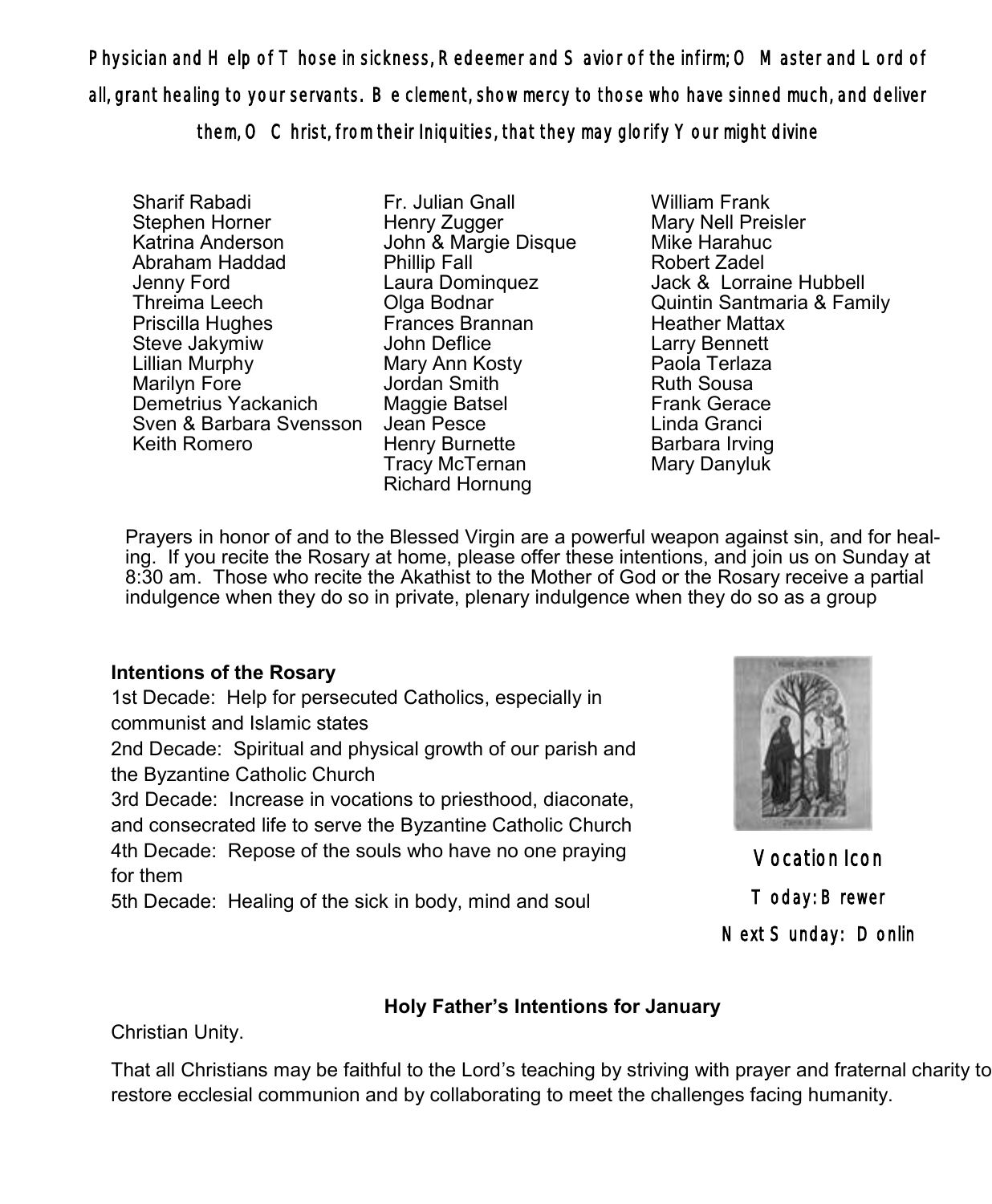**Physician and Help of Those in sickness, Redeemer and Savior of the infirm; O Master and Lord of all, grant healing to your servants. Be clement, show mercy to those who have sinned much, and deliver them, O Christ, from their Iniquities, that they may glorify Your might divine**

Sharif Rabadi
Stephen Horner
Katrina Anderson
Abraham Haddad
Jenny Ford
Threima Leech
Priscilla Hughes
Steve Jakymiw
Lillian Murphy
Marilyn Fore
Demetrius Yackanich
Sven & Barbara Svensson
Keith Romero

Fr. Julian Gnall
Henry Zugger
John & Margie Disque
Phillip Fall
Laura Dominquez
Olga Bodnar
Frances Brannan
John Deflice
Mary Ann Kosty
Jordan Smith
Maggie Batsel
Jean Pesce
Henry Burnette
Tracy McTernan
Richard Hornung

William Frank
Mary Nell Preisler
Mike Harahuc
Robert Zadel
Jack & Lorraine Hubbell
Quintin Santmaria & Family
Heather Mattax
Larry Bennett
Paola Terlaza
Ruth Sousa
Frank Gerace
Linda Granci
Barbara Irving
Mary Danyluk

Prayers in honor of and to the Blessed Virgin are a powerful weapon against sin, and for healing. If you recite the Rosary at home, please offer these intentions, and join us on Sunday at 8:30 am. Those who recite the Akathist to the Mother of God or the Rosary receive a partial indulgence when they do so in private, plenary indulgence when they do so as a group

**Intentions of the Rosary**

1st Decade: Help for persecuted Catholics, especially in communist and Islamic states
2nd Decade: Spiritual and physical growth of our parish and the Byzantine Catholic Church
3rd Decade: Increase in vocations to priesthood, diaconate, and consecrated life to serve the Byzantine Catholic Church
4th Decade: Repose of the souls who have no one praying for them
5th Decade: Healing of the sick in body, mind and soul

Vocation Icon
Today: Brewer
Next Sunday: Donlin

**Holy Father's Intentions for January**

Christian Unity.

That all Christians may be faithful to the Lord's teaching by striving with prayer and fraternal charity to restore ecclesial communion and by collaborating to meet the challenges facing humanity.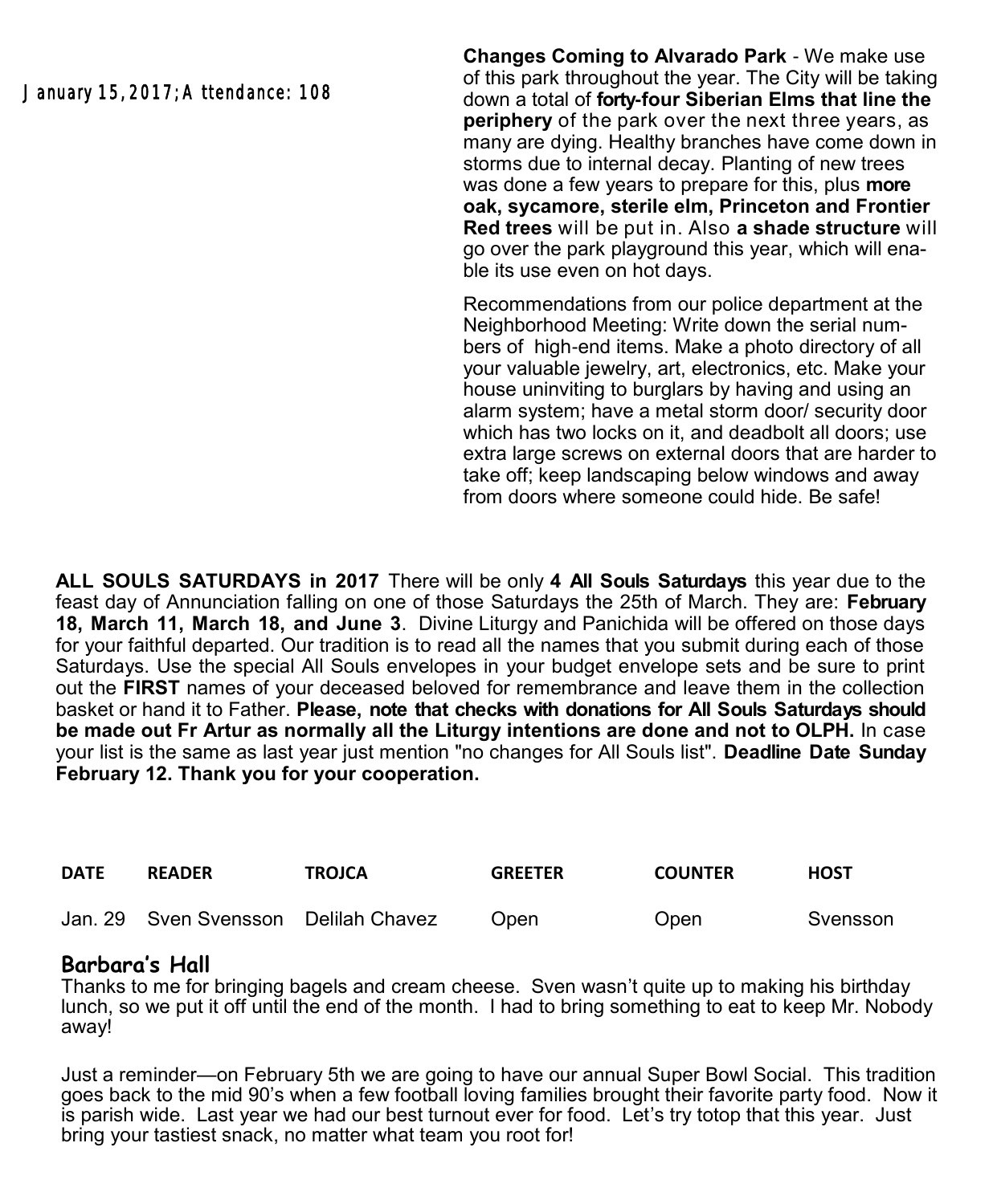January 15, 2017; Attendance: 108

**Changes Coming to Alvarado Park** - We make use of this park throughout the year. The City will be taking down a total of **forty-four Siberian Elms that line the periphery** of the park over the next three years, as many are dying. Healthy branches have come down in storms due to internal decay. Planting of new trees was done a few years to prepare for this, plus **more oak, sycamore, sterile elm, Princeton and Frontier Red trees** will be put in. Also **a shade structure** will go over the park playground this year, which will enable its use even on hot days.

Recommendations from our police department at the Neighborhood Meeting: Write down the serial numbers of high-end items. Make a photo directory of all your valuable jewelry, art, electronics, etc. Make your house uninviting to burglars by having and using an alarm system; have a metal storm door/ security door which has two locks on it, and deadbolt all doors; use extra large screws on external doors that are harder to take off; keep landscaping below windows and away from doors where someone could hide. Be safe!

**ALL SOULS SATURDAYS in 2017** There will be only **4 All Souls Saturdays** this year due to the feast day of Annunciation falling on one of those Saturdays the 25th of March. They are: **February 18, March 11, March 18, and June 3**. Divine Liturgy and Panichida will be offered on those days for your faithful departed. Our tradition is to read all the names that you submit during each of those Saturdays. Use the special All Souls envelopes in your budget envelope sets and be sure to print out the **FIRST** names of your deceased beloved for remembrance and leave them in the collection basket or hand it to Father. **Please, note that checks with donations for All Souls Saturdays should be made out Fr Artur as normally all the Liturgy intentions are done and not to OLPH.** In case your list is the same as last year just mention "no changes for All Souls list". **Deadline Date Sunday February 12. Thank you for your cooperation.**

| DATE | READER | TROJCA | GREETER | COUNTER | HOST |
|---|---|---|---|---|---|
| Jan. 29 | Sven Svensson | Delilah Chavez | Open | Open | Svensson |

## Barbara's Hall

Thanks to me for bringing bagels and cream cheese. Sven wasn't quite up to making his birthday lunch, so we put it off until the end of the month. I had to bring something to eat to keep Mr. Nobody away!

Just a reminder—on February 5th we are going to have our annual Super Bowl Social. This tradition goes back to the mid 90's when a few football loving families brought their favorite party food. Now it is parish wide. Last year we had our best turnout ever for food. Let's try totop that this year. Just bring your tastiest snack, no matter what team you root for!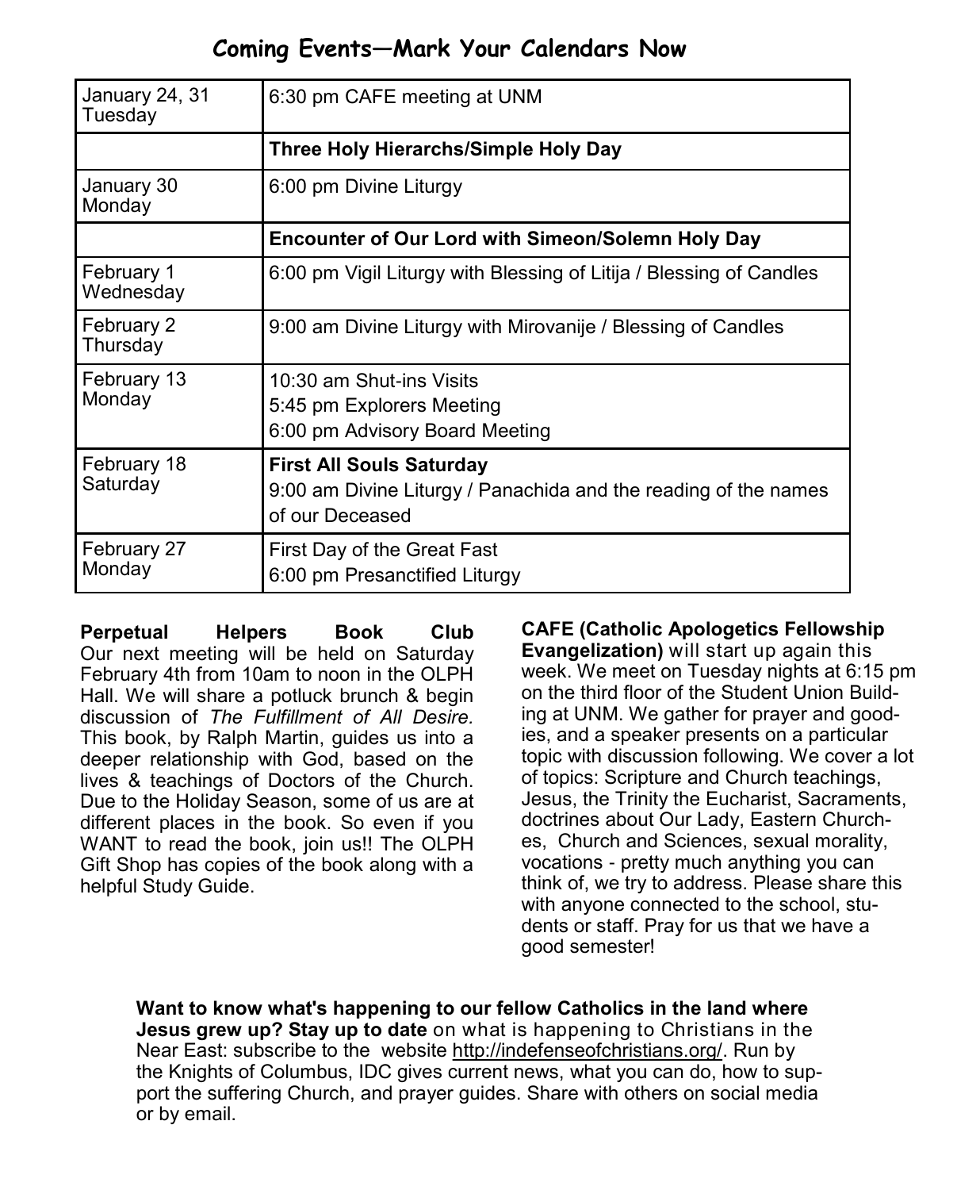## Coming Events—Mark Your Calendars Now

| | |
|---|---|
| January 24, 31 Tuesday | 6:30 pm CAFE meeting at UNM |
| | **Three Holy Hierarchs/Simple Holy Day** |
| January 30 Monday | 6:00 pm Divine Liturgy |
| | **Encounter of Our Lord with Simeon/Solemn Holy Day** |
| February 1 Wednesday | 6:00 pm Vigil Liturgy with Blessing of Litija / Blessing of Candles |
| February 2 Thursday | 9:00 am Divine Liturgy with Mirovanije / Blessing of Candles |
| February 13 Monday | 10:30 am Shut-ins Visits<br>5:45 pm Explorers Meeting<br>6:00 pm Advisory Board Meeting |
| February 18 Saturday | **First All Souls Saturday**<br>9:00 am Divine Liturgy / Panachida and the reading of the names of our Deceased |
| February 27 Monday | First Day of the Great Fast<br>6:00 pm Presanctified Liturgy |

**Perpetual Helpers Book Club** Our next meeting will be held on Saturday February 4th from 10am to noon in the OLPH Hall. We will share a potluck brunch & begin discussion of *The Fulfillment of All Desire.* This book, by Ralph Martin, guides us into a deeper relationship with God, based on the lives & teachings of Doctors of the Church. Due to the Holiday Season, some of us are at different places in the book. So even if you WANT to read the book, join us!! The OLPH Gift Shop has copies of the book along with a helpful Study Guide.

**CAFE (Catholic Apologetics Fellowship Evangelization)** will start up again this week. We meet on Tuesday nights at 6:15 pm on the third floor of the Student Union Building at UNM. We gather for prayer and goodies, and a speaker presents on a particular topic with discussion following. We cover a lot of topics: Scripture and Church teachings, Jesus, the Trinity the Eucharist, Sacraments, doctrines about Our Lady, Eastern Churches, Church and Sciences, sexual morality, vocations - pretty much anything you can think of, we try to address. Please share this with anyone connected to the school, students or staff. Pray for us that we have a good semester!

**Want to know what's happening to our fellow Catholics in the land where Jesus grew up? Stay up to date** on what is happening to Christians in the Near East: subscribe to the website http://indefenseofchristians.org/. Run by the Knights of Columbus, IDC gives current news, what you can do, how to support the suffering Church, and prayer guides. Share with others on social media or by email.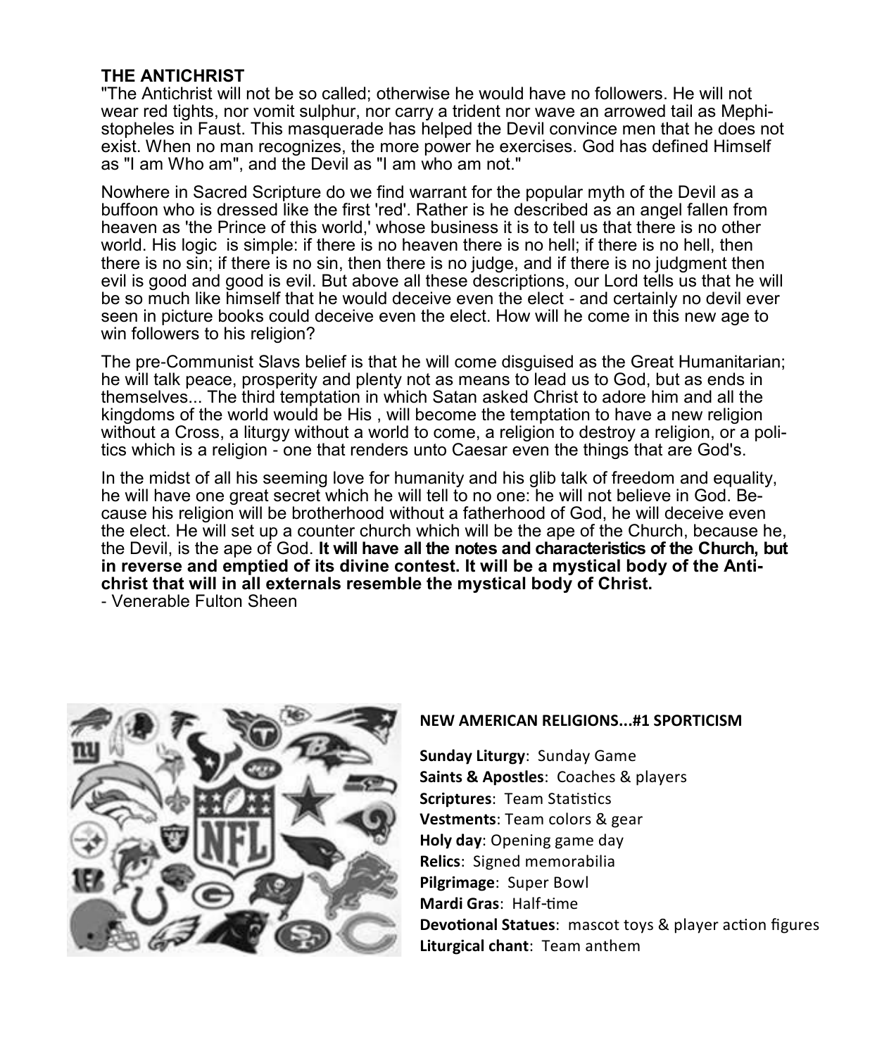## THE ANTICHRIST

"The Antichrist will not be so called; otherwise he would have no followers. He will not wear red tights, nor vomit sulphur, nor carry a trident nor wave an arrowed tail as Mephistopheles in Faust. This masquerade has helped the Devil convince men that he does not exist. When no man recognizes, the more power he exercises. God has defined Himself as "I am Who am", and the Devil as "I am who am not."

Nowhere in Sacred Scripture do we find warrant for the popular myth of the Devil as a buffoon who is dressed like the first 'red'. Rather is he described as an angel fallen from heaven as 'the Prince of this world,' whose business it is to tell us that there is no other world. His logic is simple: if there is no heaven there is no hell; if there is no hell, then there is no sin; if there is no sin, then there is no judge, and if there is no judgment then evil is good and good is evil. But above all these descriptions, our Lord tells us that he will be so much like himself that he would deceive even the elect - and certainly no devil ever seen in picture books could deceive even the elect. How will he come in this new age to win followers to his religion?

The pre-Communist Slavs belief is that he will come disguised as the Great Humanitarian; he will talk peace, prosperity and plenty not as means to lead us to God, but as ends in themselves... The third temptation in which Satan asked Christ to adore him and all the kingdoms of the world would be His , will become the temptation to have a new religion without a Cross, a liturgy without a world to come, a religion to destroy a religion, or a politics which is a religion - one that renders unto Caesar even the things that are God's.

In the midst of all his seeming love for humanity and his glib talk of freedom and equality, he will have one great secret which he will tell to no one: he will not believe in God. Because his religion will be brotherhood without a fatherhood of God, he will deceive even the elect. He will set up a counter church which will be the ape of the Church, because he, the Devil, is the ape of God. **It will have all the notes and characteristics of the Church, but in reverse and emptied of its divine contest. It will be a mystical body of the Antichrist that will in all externals resemble the mystical body of Christ.**

- Venerable Fulton Sheen

**NEW AMERICAN RELIGIONS...#1 SPORTICISM**

**Sunday Liturgy**: Sunday Game
**Saints & Apostles**: Coaches & players
**Scriptures**: Team Statistics
**Vestments**: Team colors & gear
**Holy day**: Opening game day
**Relics**: Signed memorabilia
**Pilgrimage**: Super Bowl
**Mardi Gras**: Half-time
**Devotional Statues**: mascot toys & player action figures
**Liturgical chant**: Team anthem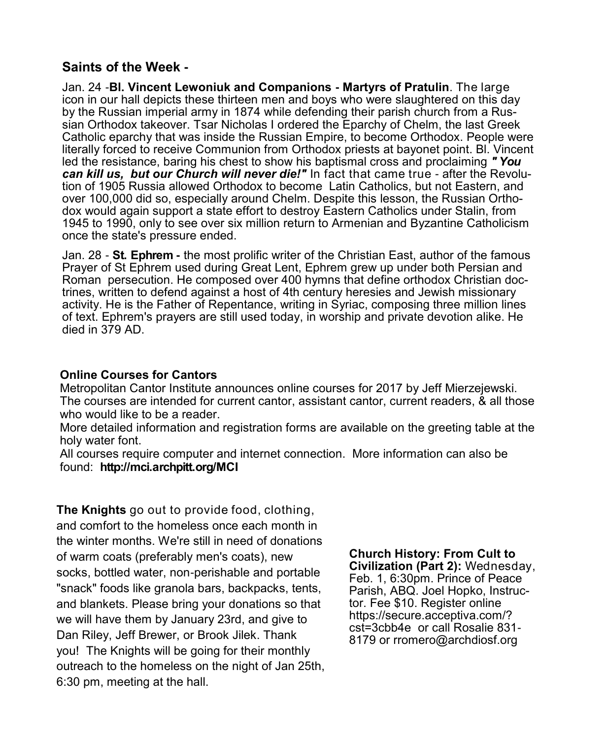## Saints of the Week -

Jan. 24 -**Bl. Vincent Lewoniuk and Companions - Martyrs of Pratulin**. The large icon in our hall depicts these thirteen men and boys who were slaughtered on this day by the Russian imperial army in 1874 while defending their parish church from a Russian Orthodox takeover. Tsar Nicholas I ordered the Eparchy of Chelm, the last Greek Catholic eparchy that was inside the Russian Empire, to become Orthodox. People were literally forced to receive Communion from Orthodox priests at bayonet point. Bl. Vincent led the resistance, baring his chest to show his baptismal cross and proclaiming ***" You can kill us, but our Church will never die!"*** In fact that came true - after the Revolution of 1905 Russia allowed Orthodox to become Latin Catholics, but not Eastern, and over 100,000 did so, especially around Chelm. Despite this lesson, the Russian Orthodox would again support a state effort to destroy Eastern Catholics under Stalin, from 1945 to 1990, only to see over six million return to Armenian and Byzantine Catholicism once the state's pressure ended.

Jan. 28 - **St. Ephrem -** the most prolific writer of the Christian East, author of the famous Prayer of St Ephrem used during Great Lent, Ephrem grew up under both Persian and Roman persecution. He composed over 400 hymns that define orthodox Christian doctrines, written to defend against a host of 4th century heresies and Jewish missionary activity. He is the Father of Repentance, writing in Syriac, composing three million lines of text. Ephrem's prayers are still used today, in worship and private devotion alike. He died in 379 AD.

### Online Courses for Cantors

Metropolitan Cantor Institute announces online courses for 2017 by Jeff Mierzejewski. The courses are intended for current cantor, assistant cantor, current readers, & all those who would like to be a reader.

More detailed information and registration forms are available on the greeting table at the holy water font.

All courses require computer and internet connection. More information can also be found: **http://mci.archpitt.org/MCI**

**The Knights** go out to provide food, clothing, and comfort to the homeless once each month in the winter months. We're still in need of donations of warm coats (preferably men's coats), new socks, bottled water, non-perishable and portable "snack" foods like granola bars, backpacks, tents, and blankets. Please bring your donations so that we will have them by January 23rd, and give to Dan Riley, Jeff Brewer, or Brook Jilek. Thank you! The Knights will be going for their monthly outreach to the homeless on the night of Jan 25th, 6:30 pm, meeting at the hall.

**Church History: From Cult to Civilization (Part 2):** Wednesday, Feb. 1, 6:30pm. Prince of Peace Parish, ABQ. Joel Hopko, Instructor. Fee $10. Register online https://secure.acceptiva.com/?cst=3cbb4e or call Rosalie 831-8179 or rromero@archdiosf.org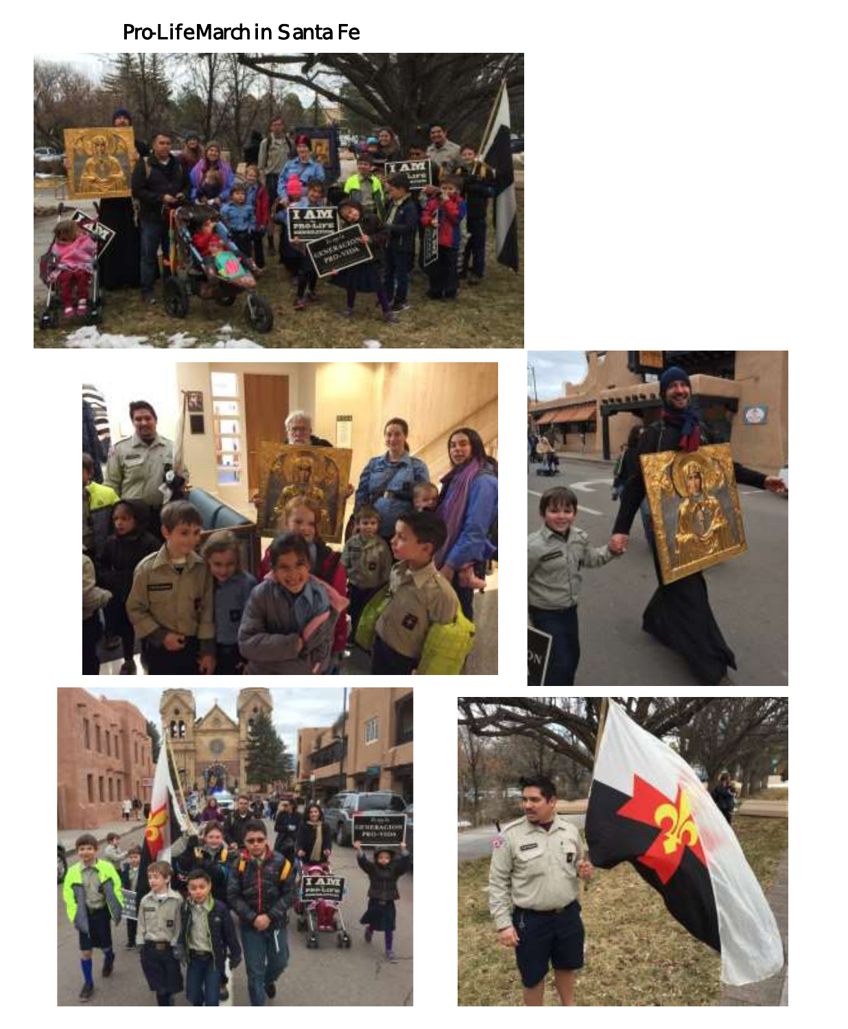Pro-Life March in Santa Fe